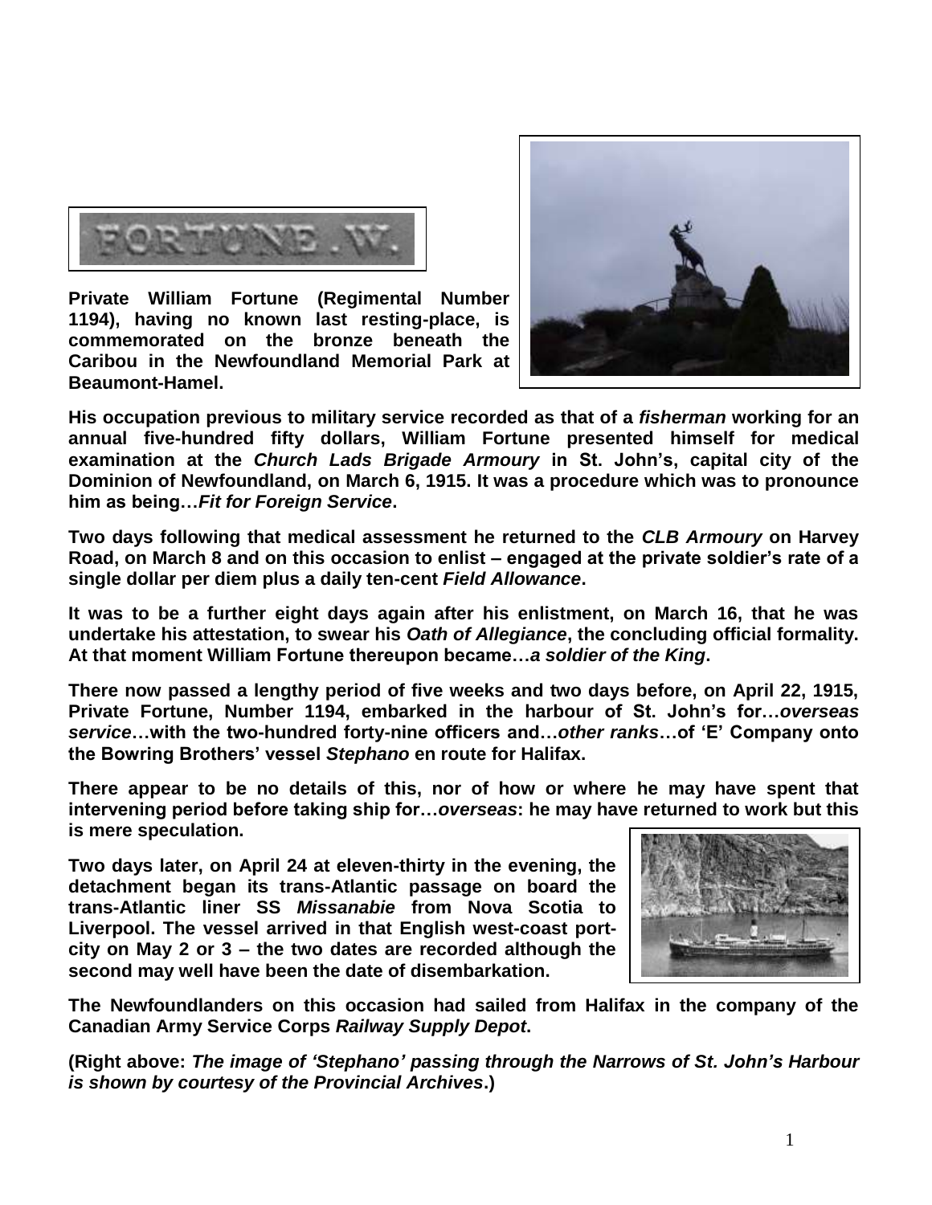FORTUNE .W.

**Private William Fortune (Regimental Number 1194), having no known last resting-place, is commemorated on the bronze beneath the Caribou in the Newfoundland Memorial Park at Beaumont-Hamel.**

**His occupation previous to military service recorded as that of a *fisherman* working for an annual five-hundred fifty dollars, William Fortune presented himself for medical examination at the *Church Lads Brigade Armoury* in St. John's, capital city of the Dominion of Newfoundland, on March 6, 1915. It was a procedure which was to pronounce him as being…*Fit for Foreign Service*.**

**Two days following that medical assessment he returned to the *CLB Armoury* on Harvey Road, on March 8 and on this occasion to enlist – engaged at the private soldier's rate of a single dollar per diem plus a daily ten-cent *Field Allowance*.**

**It was to be a further eight days again after his enlistment, on March 16, that he was undertake his attestation, to swear his *Oath of Allegiance*, the concluding official formality. At that moment William Fortune thereupon became…*a soldier of the King*.**

**There now passed a lengthy period of five weeks and two days before, on April 22, 1915, Private Fortune, Number 1194, embarked in the harbour of St. John's for…*overseas service*…with the two-hundred forty-nine officers and…*other ranks*…of 'E' Company onto the Bowring Brothers' vessel *Stephano* en route for Halifax.**

**There appear to be no details of this, nor of how or where he may have spent that intervening period before taking ship for…*overseas*: he may have returned to work but this is mere speculation.**

**Two days later, on April 24 at eleven-thirty in the evening, the detachment began its trans-Atlantic passage on board the trans-Atlantic liner SS *Missanabie* from Nova Scotia to Liverpool. The vessel arrived in that English west-coast port-city on May 2 or 3 – the two dates are recorded although the second may well have been the date of disembarkation.**

**The Newfoundlanders on this occasion had sailed from Halifax in the company of the Canadian Army Service Corps *Railway Supply Depot*.**

**(Right above: *The image of 'Stephano' passing through the Narrows of St. John's Harbour is shown by courtesy of the Provincial Archives*.)**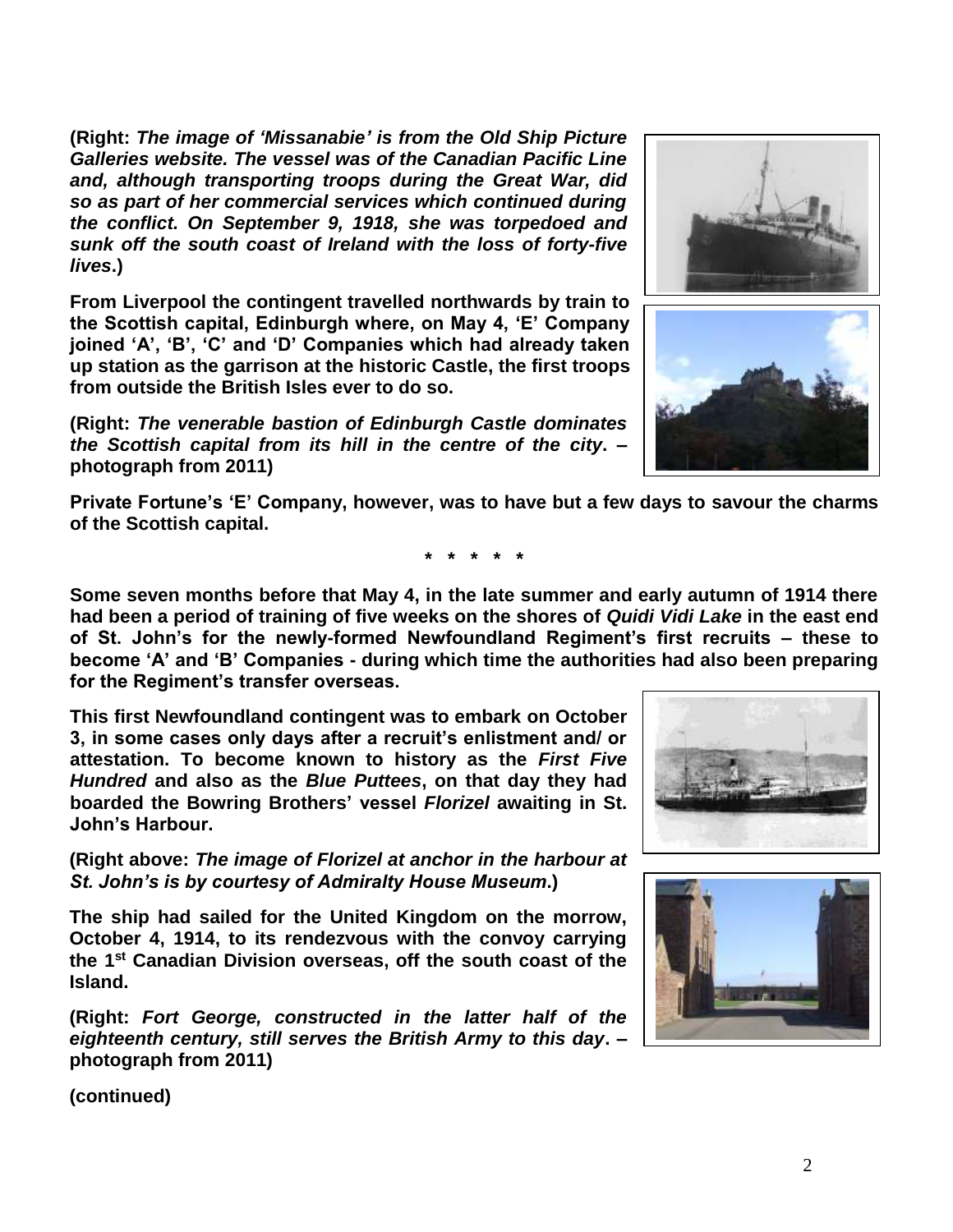**(Right: *The image of 'Missanabie' is from the Old Ship Picture Galleries website. The vessel was of the Canadian Pacific Line and, although transporting troops during the Great War, did so as part of her commercial services which continued during the conflict. On September 9, 1918, she was torpedoed and sunk off the south coast of Ireland with the loss of forty-five lives*.)**

**From Liverpool the contingent travelled northwards by train to the Scottish capital, Edinburgh where, on May 4, 'E' Company joined 'A', 'B', 'C' and 'D' Companies which had already taken up station as the garrison at the historic Castle, the first troops from outside the British Isles ever to do so.**

**(Right: *The venerable bastion of Edinburgh Castle dominates the Scottish capital from its hill in the centre of the city*. – photograph from 2011)**

**Private Fortune's 'E' Company, however, was to have but a few days to savour the charms of the Scottish capital.**

**\* \* \* \* \***

**Some seven months before that May 4, in the late summer and early autumn of 1914 there had been a period of training of five weeks on the shores of *Quidi Vidi Lake* in the east end of St. John's for the newly-formed Newfoundland Regiment's first recruits – these to become 'A' and 'B' Companies - during which time the authorities had also been preparing for the Regiment's transfer overseas.**

**This first Newfoundland contingent was to embark on October 3, in some cases only days after a recruit's enlistment and/ or attestation. To become known to history as the *First Five Hundred* and also as the *Blue Puttees*, on that day they had boarded the Bowring Brothers' vessel *Florizel* awaiting in St. John's Harbour.**

**(Right above: *The image of Florizel at anchor in the harbour at St. John's is by courtesy of Admiralty House Museum*.)**

**The ship had sailed for the United Kingdom on the morrow, October 4, 1914, to its rendezvous with the convoy carrying the 1st Canadian Division overseas, off the south coast of the Island.**

**(Right: *Fort George, constructed in the latter half of the eighteenth century, still serves the British Army to this day*. – photograph from 2011)**

**(continued)**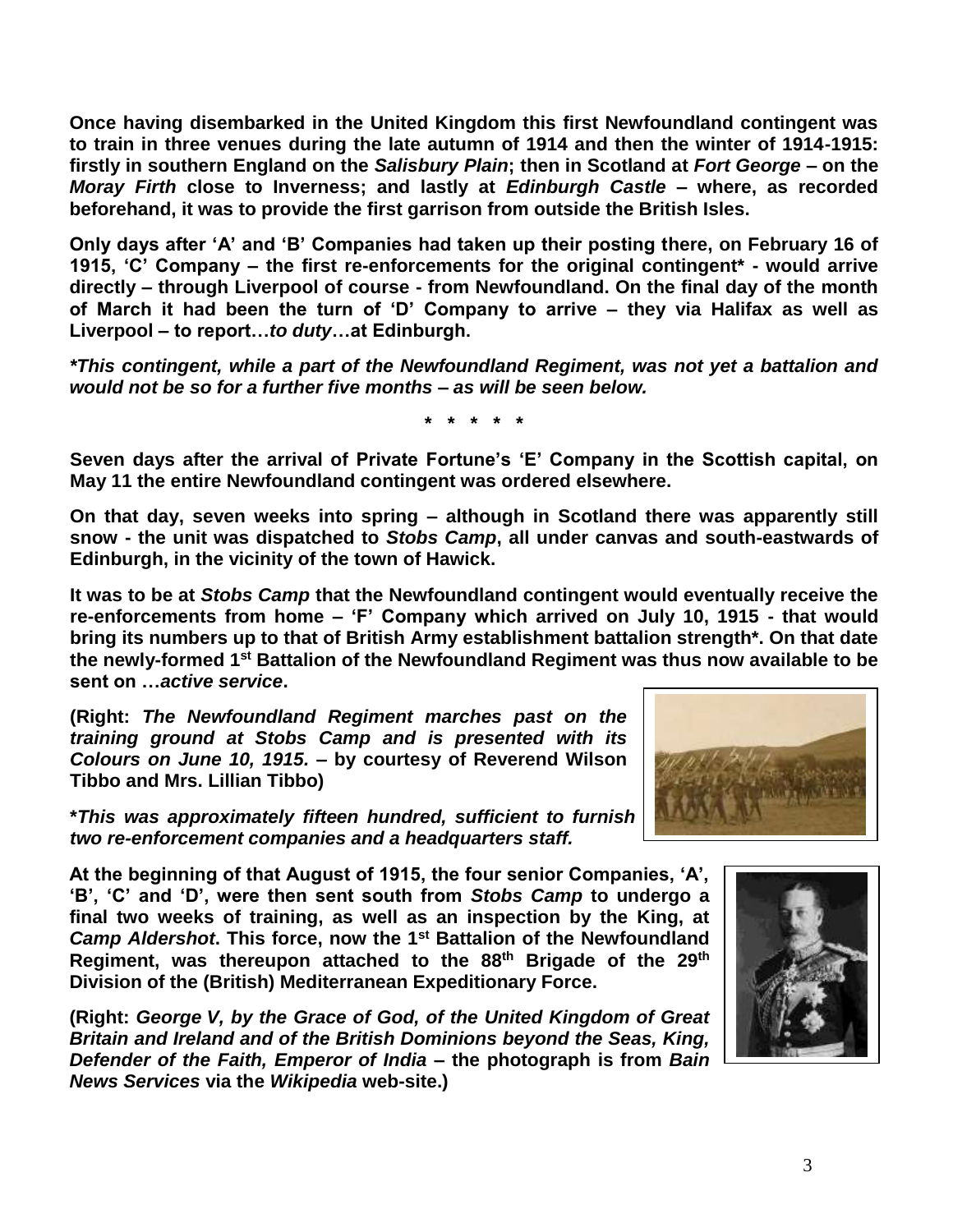**Once having disembarked in the United Kingdom this first Newfoundland contingent was to train in three venues during the late autumn of 1914 and then the winter of 1914-1915: firstly in southern England on the *Salisbury Plain*; then in Scotland at *Fort George* – on the *Moray Firth* close to Inverness; and lastly at *Edinburgh Castle* – where, as recorded beforehand, it was to provide the first garrison from outside the British Isles.**

**Only days after 'A' and 'B' Companies had taken up their posting there, on February 16 of 1915, 'C' Company – the first re-enforcements for the original contingent* - would arrive directly – through Liverpool of course - from Newfoundland. On the final day of the month of March it had been the turn of 'D' Company to arrive – they via Halifax as well as Liverpool – to report…*to duty*…at Edinburgh.**

***\*This contingent, while a part of the Newfoundland Regiment, was not yet a battalion and would not be so for a further five months – as will be seen below.***

**\* \* \* \* \***

**Seven days after the arrival of Private Fortune's 'E' Company in the Scottish capital, on May 11 the entire Newfoundland contingent was ordered elsewhere.**

**On that day, seven weeks into spring – although in Scotland there was apparently still snow - the unit was dispatched to *Stobs Camp*, all under canvas and south-eastwards of Edinburgh, in the vicinity of the town of Hawick.**

**It was to be at *Stobs Camp* that the Newfoundland contingent would eventually receive the re-enforcements from home – 'F' Company which arrived on July 10, 1915 - that would bring its numbers up to that of British Army establishment battalion strength*. On that date the newly-formed 1st Battalion of the Newfoundland Regiment was thus now available to be sent on …*active service*.**

**(Right: *The Newfoundland Regiment marches past on the training ground at Stobs Camp and is presented with its Colours on June 10, 1915.* – by courtesy of Reverend Wilson Tibbo and Mrs. Lillian Tibbo)**

***\*This was approximately fifteen hundred, sufficient to furnish two re-enforcement companies and a headquarters staff.***

**At the beginning of that August of 1915, the four senior Companies, 'A', 'B', 'C' and 'D', were then sent south from *Stobs Camp* to undergo a final two weeks of training, as well as an inspection by the King, at *Camp Aldershot*. This force, now the 1st Battalion of the Newfoundland Regiment, was thereupon attached to the 88th Brigade of the 29th Division of the (British) Mediterranean Expeditionary Force.**

**(Right: *George V, by the Grace of God, of the United Kingdom of Great Britain and Ireland and of the British Dominions beyond the Seas, King, Defender of the Faith, Emperor of India* – the photograph is from *Bain News Services* via the *Wikipedia* web-site.)**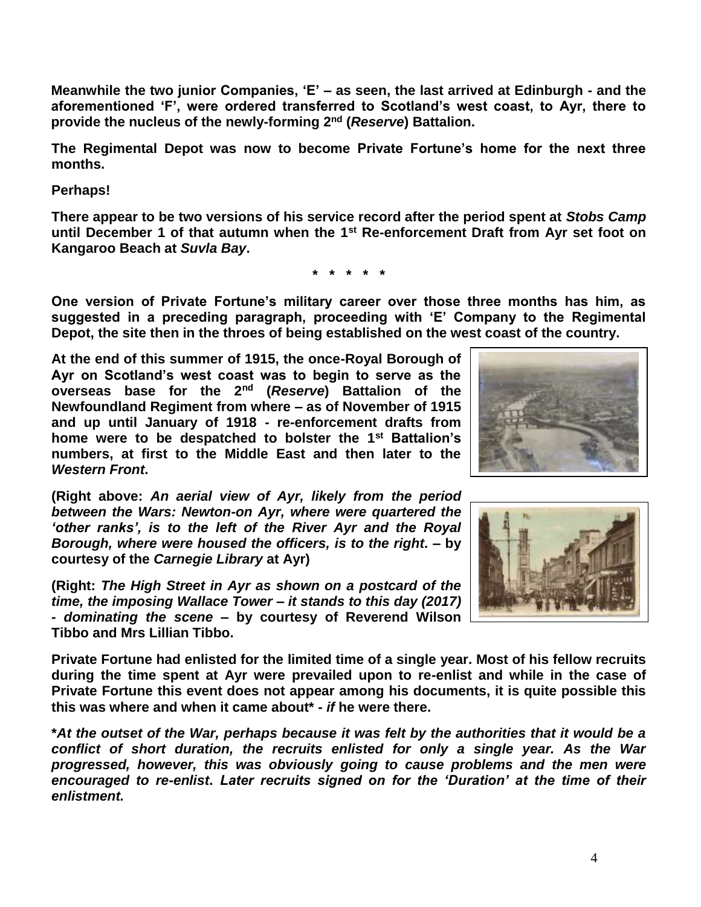**Meanwhile the two junior Companies, 'E' – as seen, the last arrived at Edinburgh - and the aforementioned 'F', were ordered transferred to Scotland's west coast, to Ayr, there to provide the nucleus of the newly-forming 2nd (*Reserve*) Battalion.**

**The Regimental Depot was now to become Private Fortune's home for the next three months.**

**Perhaps!**

**There appear to be two versions of his service record after the period spent at *Stobs Camp* until December 1 of that autumn when the 1st Re-enforcement Draft from Ayr set foot on Kangaroo Beach at *Suvla Bay*.**

**\* \* \* \* \***

**One version of Private Fortune's military career over those three months has him, as suggested in a preceding paragraph, proceeding with 'E' Company to the Regimental Depot, the site then in the throes of being established on the west coast of the country.**

**At the end of this summer of 1915, the once-Royal Borough of Ayr on Scotland's west coast was to begin to serve as the overseas base for the 2nd (*Reserve*) Battalion of the Newfoundland Regiment from where – as of November of 1915 and up until January of 1918 - re-enforcement drafts from home were to be despatched to bolster the 1st Battalion's numbers, at first to the Middle East and then later to the *Western Front*.**

**(Right above: *An aerial view of Ayr, likely from the period between the Wars: Newton-on Ayr, where were quartered the 'other ranks', is to the left of the River Ayr and the Royal Borough, where were housed the officers, is to the right*. – by courtesy of the *Carnegie Library* at Ayr)**

**(Right: *The High Street in Ayr as shown on a postcard of the time, the imposing Wallace Tower – it stands to this day (2017) - dominating the scene* – by courtesy of Reverend Wilson Tibbo and Mrs Lillian Tibbo.**

**Private Fortune had enlisted for the limited time of a single year. Most of his fellow recruits during the time spent at Ayr were prevailed upon to re-enlist and while in the case of Private Fortune this event does not appear among his documents, it is quite possible this this was where and when it came about\* - *if* he were there.**

***\*At the outset of the War, perhaps because it was felt by the authorities that it would be a conflict of short duration, the recruits enlisted for only a single year. As the War progressed, however, this was obviously going to cause problems and the men were encouraged to re-enlist. Later recruits signed on for the 'Duration' at the time of their enlistment.***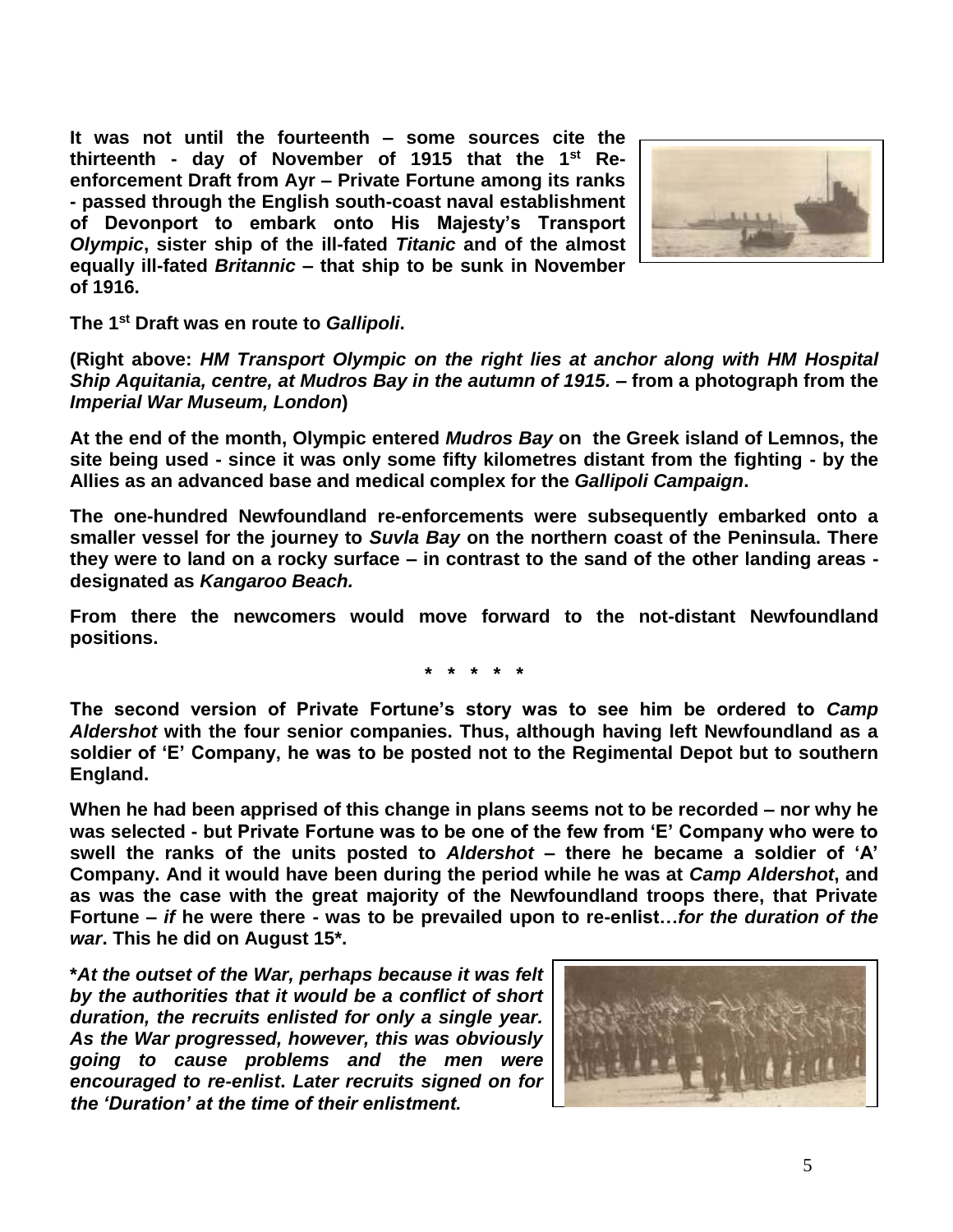**It was not until the fourteenth – some sources cite the thirteenth - day of November of 1915 that the 1st Re-enforcement Draft from Ayr – Private Fortune among its ranks - passed through the English south-coast naval establishment of Devonport to embark onto His Majesty's Transport *Olympic*, sister ship of the ill-fated *Titanic* and of the almost equally ill-fated *Britannic* – that ship to be sunk in November of 1916.**

**The 1st Draft was en route to *Gallipoli*.**

**(Right above: *HM Transport Olympic on the right lies at anchor along with HM Hospital Ship Aquitania, centre, at Mudros Bay in the autumn of 1915.* – from a photograph from the *Imperial War Museum, London*)**

**At the end of the month, Olympic entered *Mudros Bay* on the Greek island of Lemnos, the site being used - since it was only some fifty kilometres distant from the fighting - by the Allies as an advanced base and medical complex for the *Gallipoli Campaign*.**

**The one-hundred Newfoundland re-enforcements were subsequently embarked onto a smaller vessel for the journey to *Suvla Bay* on the northern coast of the Peninsula. There they were to land on a rocky surface – in contrast to the sand of the other landing areas - designated as *Kangaroo Beach.***

**From there the newcomers would move forward to the not-distant Newfoundland positions.**

**\* \* \* \* \***

**The second version of Private Fortune's story was to see him be ordered to *Camp Aldershot* with the four senior companies. Thus, although having left Newfoundland as a soldier of 'E' Company, he was to be posted not to the Regimental Depot but to southern England.**

**When he had been apprised of this change in plans seems not to be recorded – nor why he was selected - but Private Fortune was to be one of the few from 'E' Company who were to swell the ranks of the units posted to *Aldershot* – there he became a soldier of 'A' Company. And it would have been during the period while he was at *Camp Aldershot*, and as was the case with the great majority of the Newfoundland troops there, that Private Fortune – *if* he were there - was to be prevailed upon to re-enlist…*for the duration of the war*. This he did on August 15\*.**

***\*At the outset of the War, perhaps because it was felt by the authorities that it would be a conflict of short duration, the recruits enlisted for only a single year. As the War progressed, however, this was obviously going to cause problems and the men were encouraged to re-enlist. Later recruits signed on for the 'Duration' at the time of their enlistment.***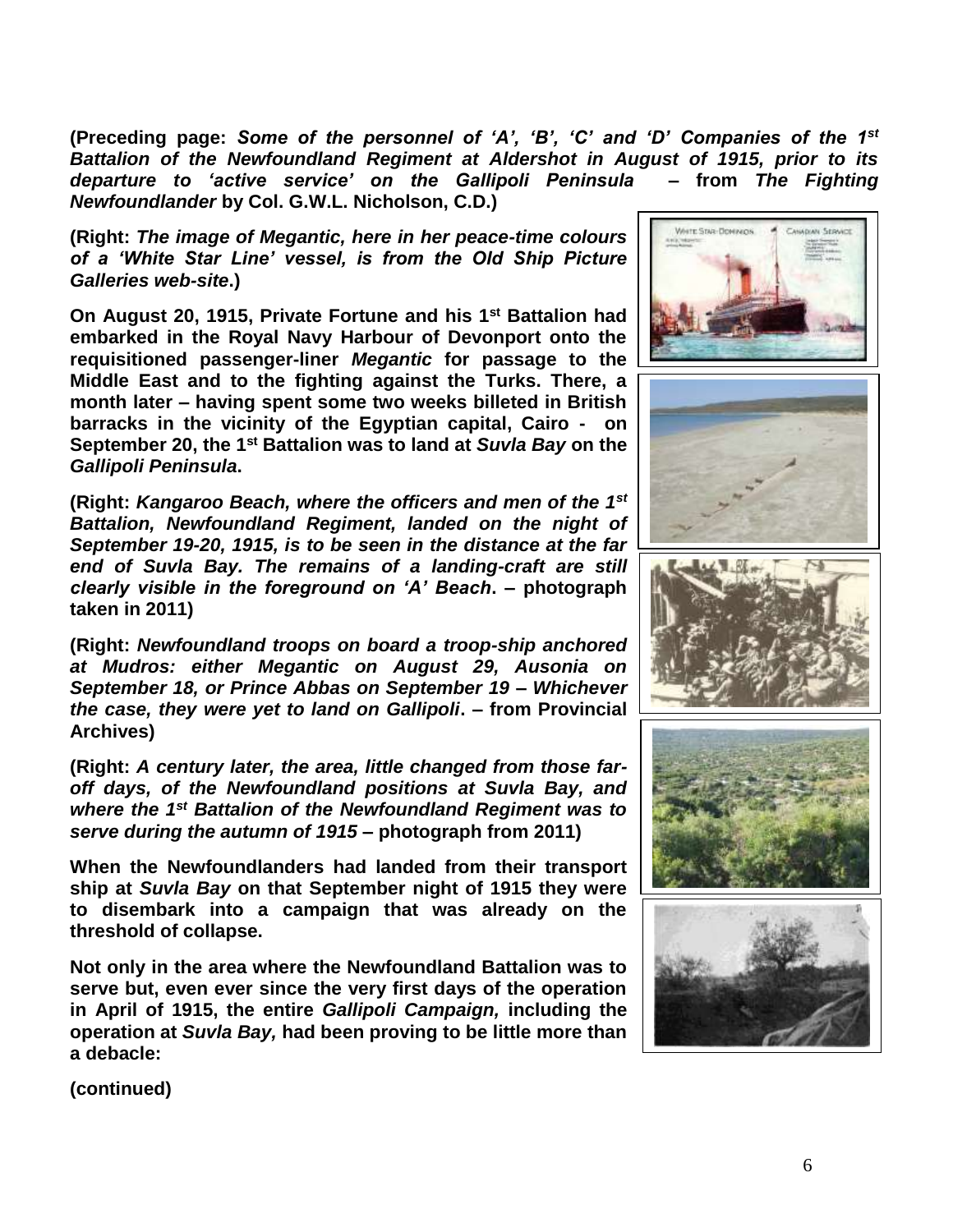**(Preceding page: *Some of the personnel of 'A', 'B', 'C' and 'D' Companies of the 1st Battalion of the Newfoundland Regiment at Aldershot in August of 1915, prior to its departure to 'active service' on the Gallipoli Peninsula* – from *The Fighting Newfoundlander* by Col. G.W.L. Nicholson, C.D.)**

**(Right: *The image of Megantic, here in her peace-time colours of a 'White Star Line' vessel, is from the Old Ship Picture Galleries web-site*.)**

**On August 20, 1915, Private Fortune and his 1st Battalion had embarked in the Royal Navy Harbour of Devonport onto the requisitioned passenger-liner *Megantic* for passage to the Middle East and to the fighting against the Turks. There, a month later – having spent some two weeks billeted in British barracks in the vicinity of the Egyptian capital, Cairo - on September 20, the 1st Battalion was to land at *Suvla Bay* on the *Gallipoli Peninsula*.**

**(Right: *Kangaroo Beach, where the officers and men of the 1st Battalion, Newfoundland Regiment, landed on the night of September 19-20, 1915, is to be seen in the distance at the far end of Suvla Bay. The remains of a landing-craft are still clearly visible in the foreground on 'A' Beach*. – photograph taken in 2011)**

**(Right: *Newfoundland troops on board a troop-ship anchored at Mudros: either Megantic on August 29, Ausonia on September 18, or Prince Abbas on September 19 – Whichever the case, they were yet to land on Gallipoli*. – from Provincial Archives)**

**(Right: *A century later, the area, little changed from those far-off days, of the Newfoundland positions at Suvla Bay, and where the 1st Battalion of the Newfoundland Regiment was to serve during the autumn of 1915* – photograph from 2011)**

**When the Newfoundlanders had landed from their transport ship at *Suvla Bay* on that September night of 1915 they were to disembark into a campaign that was already on the threshold of collapse.**

**Not only in the area where the Newfoundland Battalion was to serve but, even ever since the very first days of the operation in April of 1915, the entire *Gallipoli Campaign,* including the operation at *Suvla Bay,* had been proving to be little more than a debacle:**

**(continued)**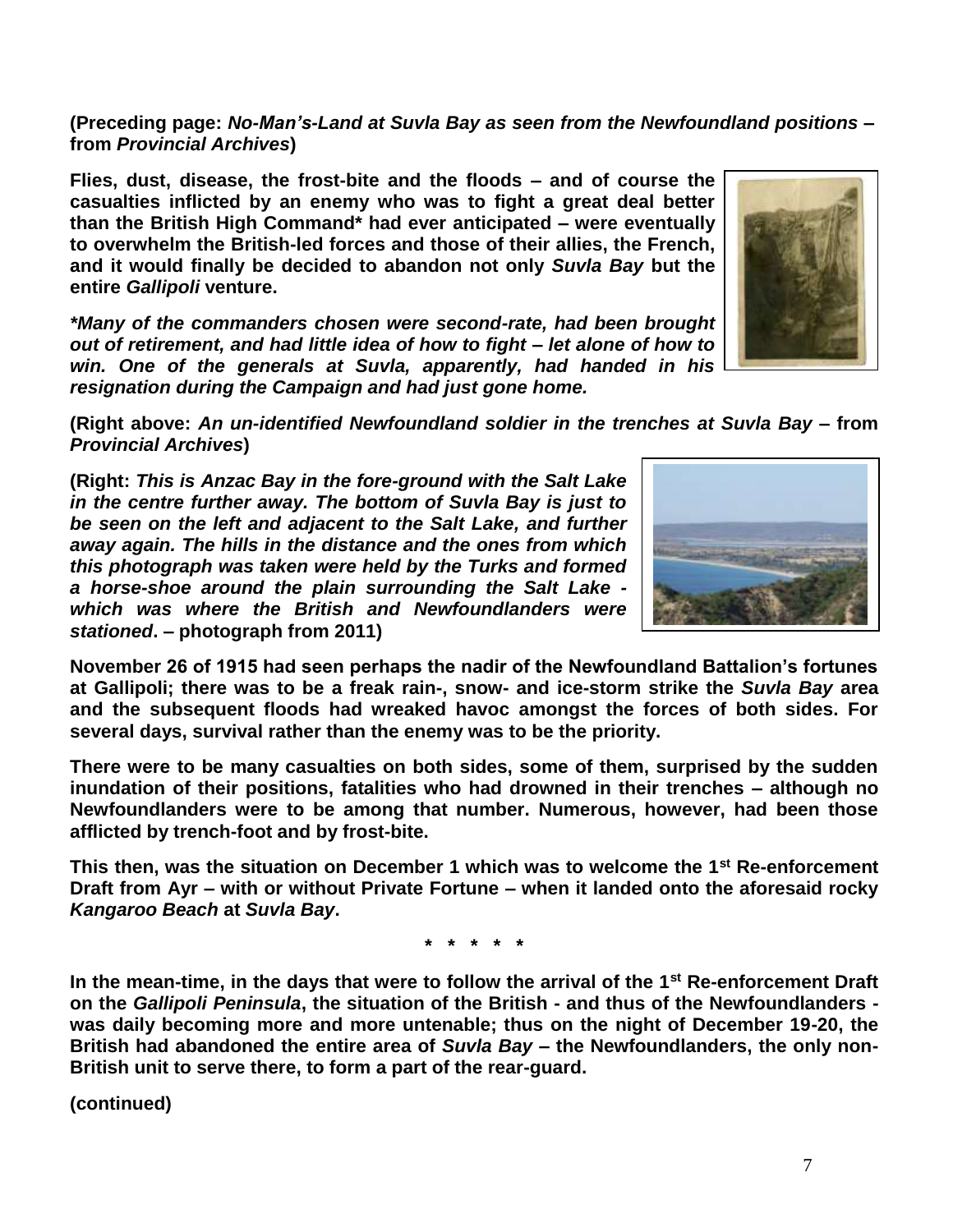**(Preceding page: *No-Man's-Land at Suvla Bay as seen from the Newfoundland positions* – from *Provincial Archives*)**

**Flies, dust, disease, the frost-bite and the floods – and of course the casualties inflicted by an enemy who was to fight a great deal better than the British High Command* had ever anticipated – were eventually to overwhelm the British-led forces and those of their allies, the French, and it would finally be decided to abandon not only *Suvla Bay* but the entire *Gallipoli* venture.**

***\*Many of the commanders chosen were second-rate, had been brought out of retirement, and had little idea of how to fight – let alone of how to win. One of the generals at Suvla, apparently, had handed in his resignation during the Campaign and had just gone home.***

**(Right above: *An un-identified Newfoundland soldier in the trenches at Suvla Bay* – from *Provincial Archives*)**

**(Right: *This is Anzac Bay in the fore-ground with the Salt Lake in the centre further away. The bottom of Suvla Bay is just to be seen on the left and adjacent to the Salt Lake, and further away again. The hills in the distance and the ones from which this photograph was taken were held by the Turks and formed a horse-shoe around the plain surrounding the Salt Lake - which was where the British and Newfoundlanders were stationed*. – photograph from 2011)**

**November 26 of 1915 had seen perhaps the nadir of the Newfoundland Battalion's fortunes at Gallipoli; there was to be a freak rain-, snow- and ice-storm strike the *Suvla Bay* area and the subsequent floods had wreaked havoc amongst the forces of both sides. For several days, survival rather than the enemy was to be the priority.**

**There were to be many casualties on both sides, some of them, surprised by the sudden inundation of their positions, fatalities who had drowned in their trenches – although no Newfoundlanders were to be among that number. Numerous, however, had been those afflicted by trench-foot and by frost-bite.**

**This then, was the situation on December 1 which was to welcome the 1st Re-enforcement Draft from Ayr – with or without Private Fortune – when it landed onto the aforesaid rocky *Kangaroo Beach* at *Suvla Bay*.**

**\* \* \* \* \***

**In the mean-time, in the days that were to follow the arrival of the 1st Re-enforcement Draft on the *Gallipoli Peninsula*, the situation of the British - and thus of the Newfoundlanders - was daily becoming more and more untenable; thus on the night of December 19-20, the British had abandoned the entire area of *Suvla Bay* – the Newfoundlanders, the only non-British unit to serve there, to form a part of the rear-guard.**

**(continued)**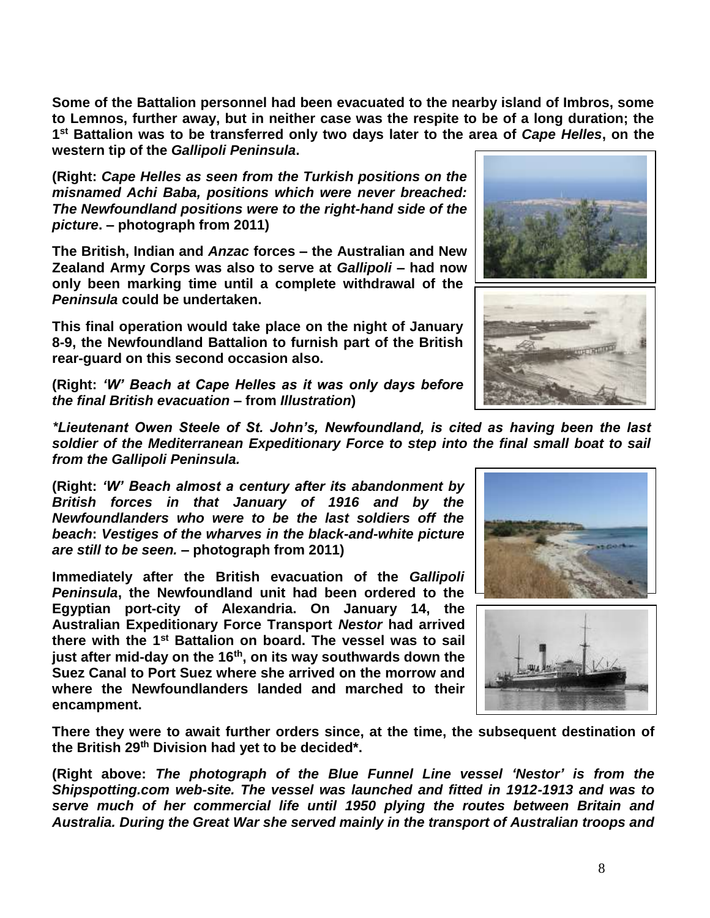**Some of the Battalion personnel had been evacuated to the nearby island of Imbros, some to Lemnos, further away, but in neither case was the respite to be of a long duration; the 1st Battalion was to be transferred only two days later to the area of *Cape Helles*, on the western tip of the *Gallipoli Peninsula*.**

**(Right: *Cape Helles as seen from the Turkish positions on the misnamed Achi Baba, positions which were never breached: The Newfoundland positions were to the right-hand side of the picture*. – photograph from 2011)**

**The British, Indian and *Anzac* forces – the Australian and New Zealand Army Corps was also to serve at *Gallipoli* – had now only been marking time until a complete withdrawal of the *Peninsula* could be undertaken.**

**This final operation would take place on the night of January 8-9, the Newfoundland Battalion to furnish part of the British rear-guard on this second occasion also.**

**(Right: *'W' Beach at Cape Helles as it was only days before the final British evacuation* – from *Illustration*)**

***\*Lieutenant Owen Steele of St. John's, Newfoundland, is cited as having been the last soldier of the Mediterranean Expeditionary Force to step into the final small boat to sail from the Gallipoli Peninsula.***

**(Right: *'W' Beach almost a century after its abandonment by British forces in that January of 1916 and by the Newfoundlanders who were to be the last soldiers off the beach*: *Vestiges of the wharves in the black-and-white picture are still to be seen.* – photograph from 2011)**

**Immediately after the British evacuation of the *Gallipoli Peninsula*, the Newfoundland unit had been ordered to the Egyptian port-city of Alexandria. On January 14, the Australian Expeditionary Force Transport *Nestor* had arrived there with the 1st Battalion on board. The vessel was to sail just after mid-day on the 16th, on its way southwards down the Suez Canal to Port Suez where she arrived on the morrow and where the Newfoundlanders landed and marched to their encampment.**

**There they were to await further orders since, at the time, the subsequent destination of the British 29th Division had yet to be decided\*.**

**(Right above: *The photograph of the Blue Funnel Line vessel 'Nestor' is from the Shipspotting.com web-site. The vessel was launched and fitted in 1912-1913 and was to serve much of her commercial life until 1950 plying the routes between Britain and Australia. During the Great War she served mainly in the transport of Australian troops and***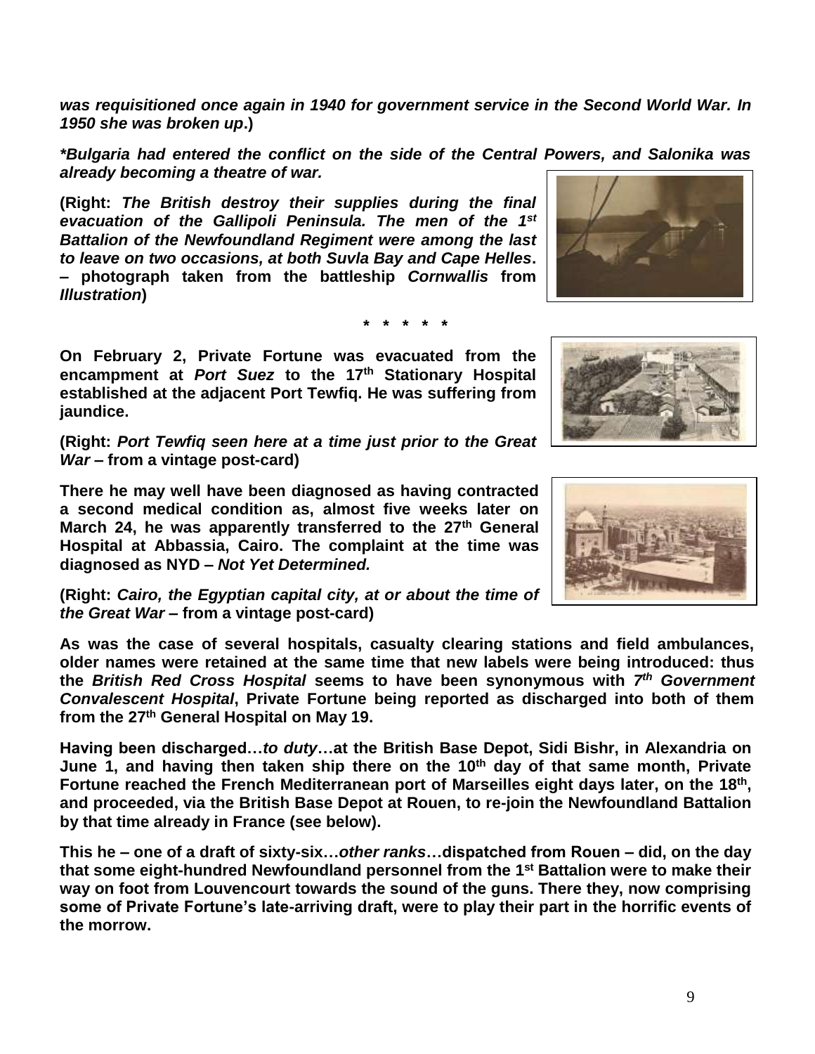***was requisitioned once again in 1940 for government service in the Second World War. In 1950 she was broken up*.)**

***\*Bulgaria had entered the conflict on the side of the Central Powers, and Salonika was already becoming a theatre of war.***

**(Right: *The British destroy their supplies during the final evacuation of the Gallipoli Peninsula. The men of the 1st Battalion of the Newfoundland Regiment were among the last to leave on two occasions, at both Suvla Bay and Cape Helles*. – photograph taken from the battleship *Cornwallis* from *Illustration*)**

**\* \* \* \* \***

**On February 2, Private Fortune was evacuated from the encampment at *Port Suez* to the 17th Stationary Hospital established at the adjacent Port Tewfiq. He was suffering from jaundice.**

**(Right: *Port Tewfiq seen here at a time just prior to the Great War* – from a vintage post-card)**

**There he may well have been diagnosed as having contracted a second medical condition as, almost five weeks later on March 24, he was apparently transferred to the 27th General Hospital at Abbassia, Cairo. The complaint at the time was diagnosed as NYD – *Not Yet Determined.***

**(Right: *Cairo, the Egyptian capital city, at or about the time of the Great War* – from a vintage post-card)**

**As was the case of several hospitals, casualty clearing stations and field ambulances, older names were retained at the same time that new labels were being introduced: thus the *British Red Cross Hospital* seems to have been synonymous with *7th Government Convalescent Hospital*, Private Fortune being reported as discharged into both of them from the 27th General Hospital on May 19.**

**Having been discharged…*to duty*…at the British Base Depot, Sidi Bishr, in Alexandria on June 1, and having then taken ship there on the 10th day of that same month, Private Fortune reached the French Mediterranean port of Marseilles eight days later, on the 18th, and proceeded, via the British Base Depot at Rouen, to re-join the Newfoundland Battalion by that time already in France (see below).**

**This he – one of a draft of sixty-six…*other ranks*…dispatched from Rouen – did, on the day that some eight-hundred Newfoundland personnel from the 1st Battalion were to make their way on foot from Louvencourt towards the sound of the guns. There they, now comprising some of Private Fortune's late-arriving draft, were to play their part in the horrific events of the morrow.**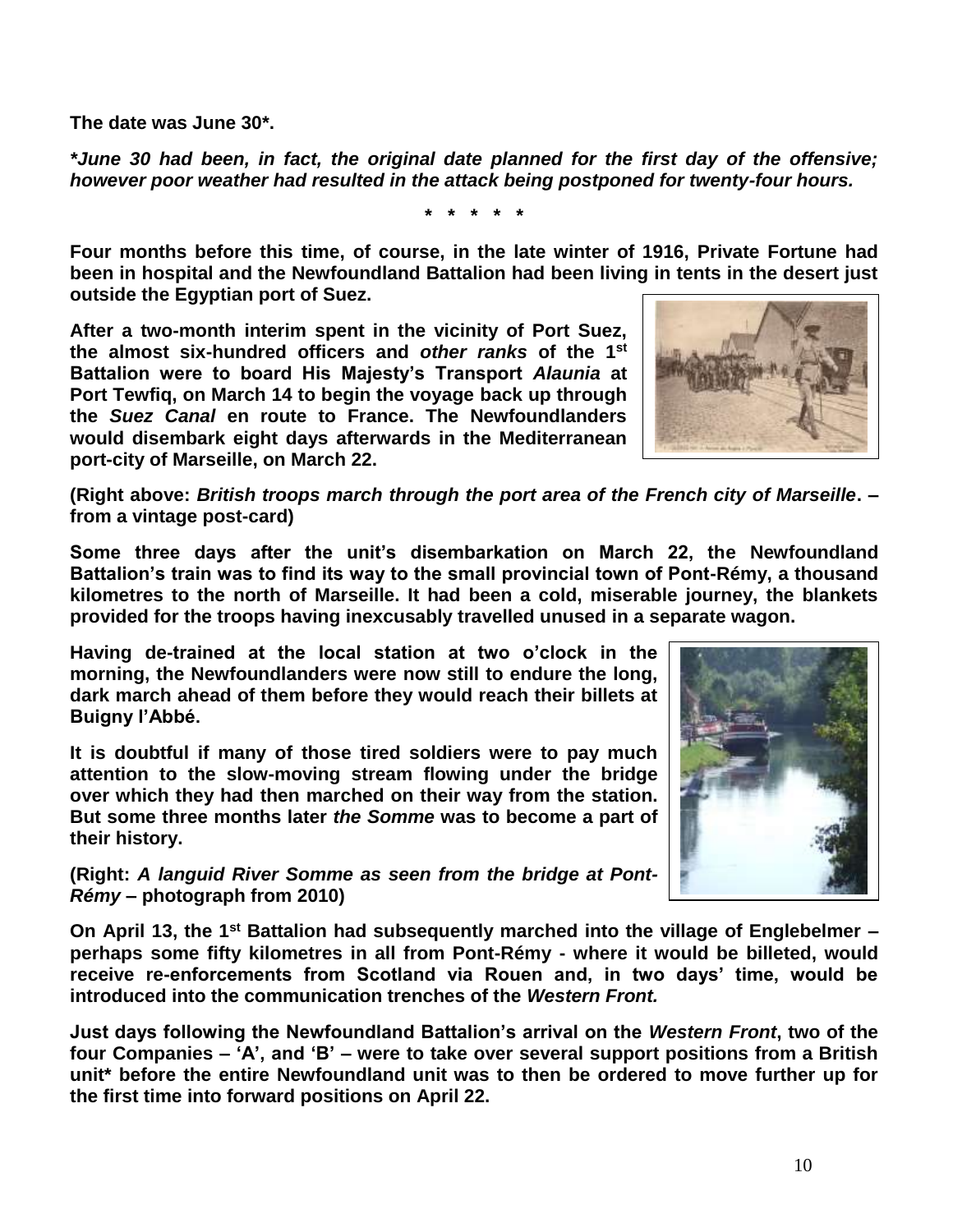**The date was June 30*.**

***June 30 had been, in fact, the original date planned for the first day of the offensive; however poor weather had resulted in the attack being postponed for twenty-four hours.***

**\* \* \* \* \***

**Four months before this time, of course, in the late winter of 1916, Private Fortune had been in hospital and the Newfoundland Battalion had been living in tents in the desert just outside the Egyptian port of Suez.**

**After a two-month interim spent in the vicinity of Port Suez, the almost six-hundred officers and *other ranks* of the 1st Battalion were to board His Majesty's Transport *Alaunia* at Port Tewfiq, on March 14 to begin the voyage back up through the *Suez Canal* en route to France. The Newfoundlanders would disembark eight days afterwards in the Mediterranean port-city of Marseille, on March 22.**

**(Right above: *British troops march through the port area of the French city of Marseille*. – from a vintage post-card)**

**Some three days after the unit's disembarkation on March 22, the Newfoundland Battalion's train was to find its way to the small provincial town of Pont-Rémy, a thousand kilometres to the north of Marseille. It had been a cold, miserable journey, the blankets provided for the troops having inexcusably travelled unused in a separate wagon.**

**Having de-trained at the local station at two o'clock in the morning, the Newfoundlanders were now still to endure the long, dark march ahead of them before they would reach their billets at Buigny l'Abbé.**

**It is doubtful if many of those tired soldiers were to pay much attention to the slow-moving stream flowing under the bridge over which they had then marched on their way from the station. But some three months later *the Somme* was to become a part of their history.**

**(Right: *A languid River Somme as seen from the bridge at Pont-Rémy* – photograph from 2010)**

**On April 13, the 1st Battalion had subsequently marched into the village of Englebelmer – perhaps some fifty kilometres in all from Pont-Rémy - where it would be billeted, would receive re-enforcements from Scotland via Rouen and, in two days' time, would be introduced into the communication trenches of the *Western Front.***

**Just days following the Newfoundland Battalion's arrival on the *Western Front*, two of the four Companies – 'A', and 'B' – were to take over several support positions from a British unit* before the entire Newfoundland unit was to then be ordered to move further up for the first time into forward positions on April 22.**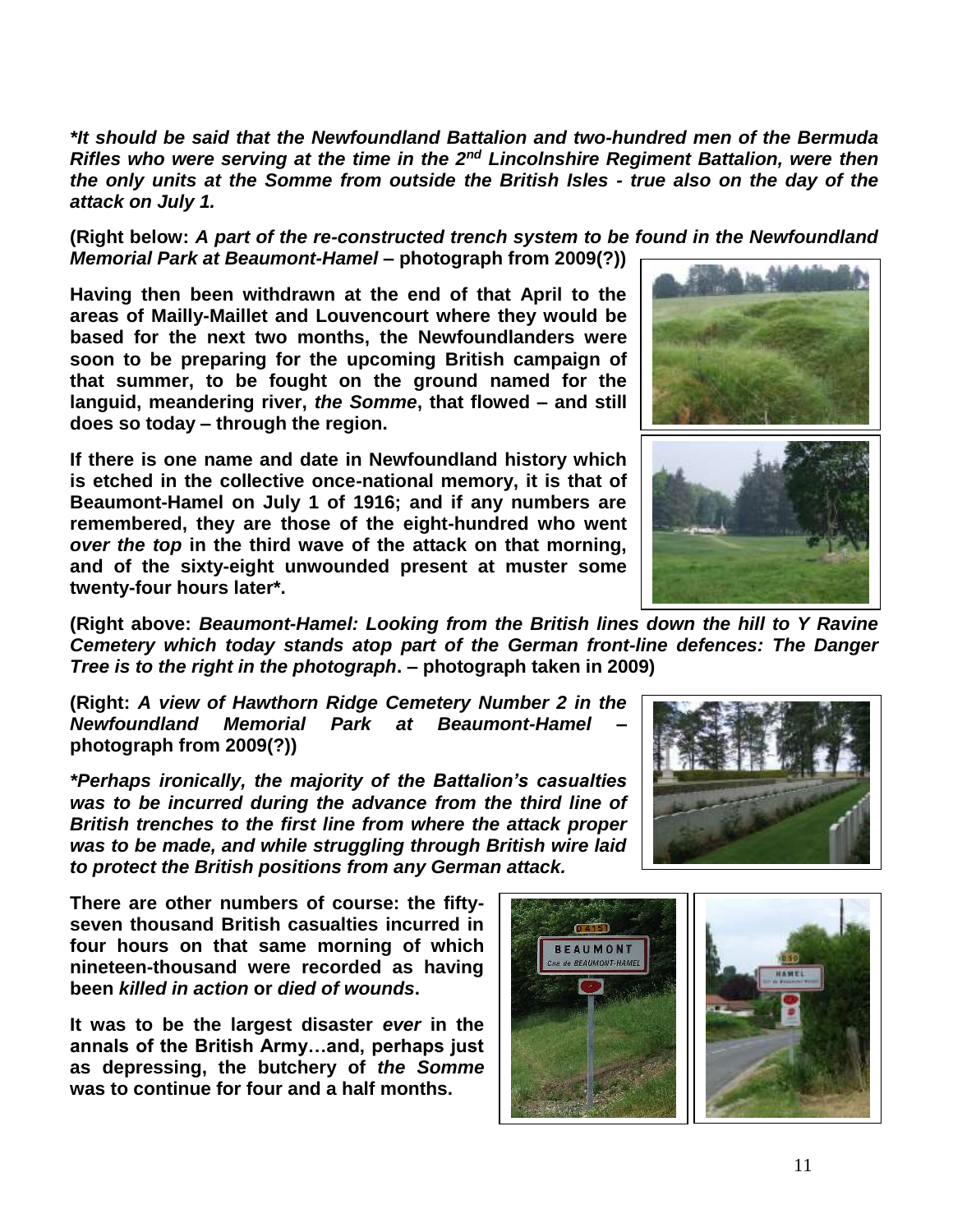***It should be said that the Newfoundland Battalion and two-hundred men of the Bermuda Rifles who were serving at the time in the 2nd Lincolnshire Regiment Battalion, were then the only units at the Somme from outside the British Isles - true also on the day of the attack on July 1.***

**(Right below: *A part of the re-constructed trench system to be found in the Newfoundland Memorial Park at Beaumont-Hamel* – photograph from 2009(?))**

**Having then been withdrawn at the end of that April to the areas of Mailly-Maillet and Louvencourt where they would be based for the next two months, the Newfoundlanders were soon to be preparing for the upcoming British campaign of that summer, to be fought on the ground named for the languid, meandering river, *the Somme*, that flowed – and still does so today – through the region.**

**If there is one name and date in Newfoundland history which is etched in the collective once-national memory, it is that of Beaumont-Hamel on July 1 of 1916; and if any numbers are remembered, they are those of the eight-hundred who went *over the top* in the third wave of the attack on that morning, and of the sixty-eight unwounded present at muster some twenty-four hours later*.**

**(Right above: *Beaumont-Hamel: Looking from the British lines down the hill to Y Ravine Cemetery which today stands atop part of the German front-line defences: The Danger Tree is to the right in the photograph*. – photograph taken in 2009)**

**(Right: *A view of Hawthorn Ridge Cemetery Number 2 in the Newfoundland Memorial Park at Beaumont-Hamel* – photograph from 2009(?))**

***Perhaps ironically, the majority of the Battalion's casualties was to be incurred during the advance from the third line of British trenches to the first line from where the attack proper was to be made, and while struggling through British wire laid to protect the British positions from any German attack.***

**There are other numbers of course: the fifty-seven thousand British casualties incurred in four hours on that same morning of which nineteen-thousand were recorded as having been *killed in action* or *died of wounds*.**

**It was to be the largest disaster *ever* in the annals of the British Army…and, perhaps just as depressing, the butchery of *the Somme* was to continue for four and a half months.**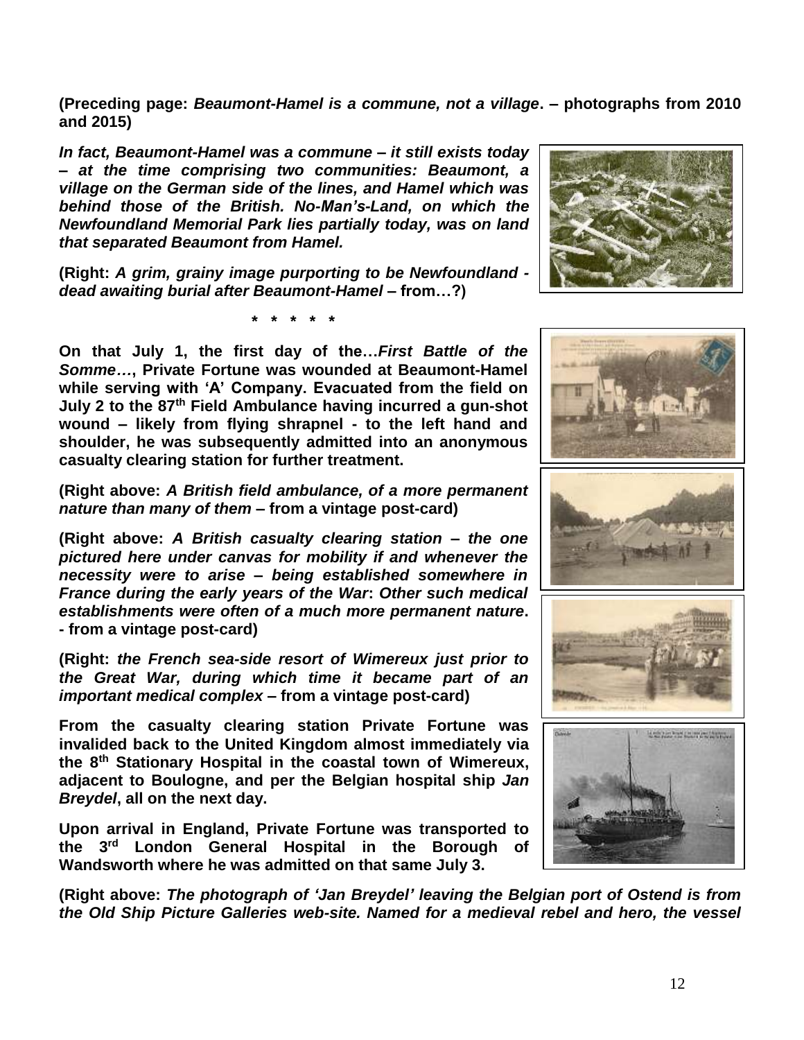**(Preceding page: *Beaumont-Hamel is a commune, not a village*. – photographs from 2010 and 2015)**

***In fact, Beaumont-Hamel was a commune – it still exists today – at the time comprising two communities: Beaumont, a village on the German side of the lines, and Hamel which was behind those of the British. No-Man's-Land, on which the Newfoundland Memorial Park lies partially today, was on land that separated Beaumont from Hamel.***

**(Right: *A grim, grainy image purporting to be Newfoundland - dead awaiting burial after Beaumont-Hamel* – from…?)**

**\* \* \* \* \***

**On that July 1, the first day of the…*First Battle of the Somme…*, Private Fortune was wounded at Beaumont-Hamel while serving with 'A' Company. Evacuated from the field on July 2 to the 87th Field Ambulance having incurred a gun-shot wound – likely from flying shrapnel - to the left hand and shoulder, he was subsequently admitted into an anonymous casualty clearing station for further treatment.**

**(Right above: *A British field ambulance, of a more permanent nature than many of them* – from a vintage post-card)**

**(Right above: *A British casualty clearing station – the one pictured here under canvas for mobility if and whenever the necessity were to arise – being established somewhere in France during the early years of the War*: *Other such medical establishments were often of a much more permanent nature*. - from a vintage post-card)**

**(Right: *the French sea-side resort of Wimereux just prior to the Great War, during which time it became part of an important medical complex* – from a vintage post-card)**

**From the casualty clearing station Private Fortune was invalided back to the United Kingdom almost immediately via the 8th Stationary Hospital in the coastal town of Wimereux, adjacent to Boulogne, and per the Belgian hospital ship *Jan Breydel*, all on the next day.**

**Upon arrival in England, Private Fortune was transported to the 3rd London General Hospital in the Borough of Wandsworth where he was admitted on that same July 3.**

**(Right above: *The photograph of 'Jan Breydel' leaving the Belgian port of Ostend is from the Old Ship Picture Galleries web-site. Named for a medieval rebel and hero, the vessel***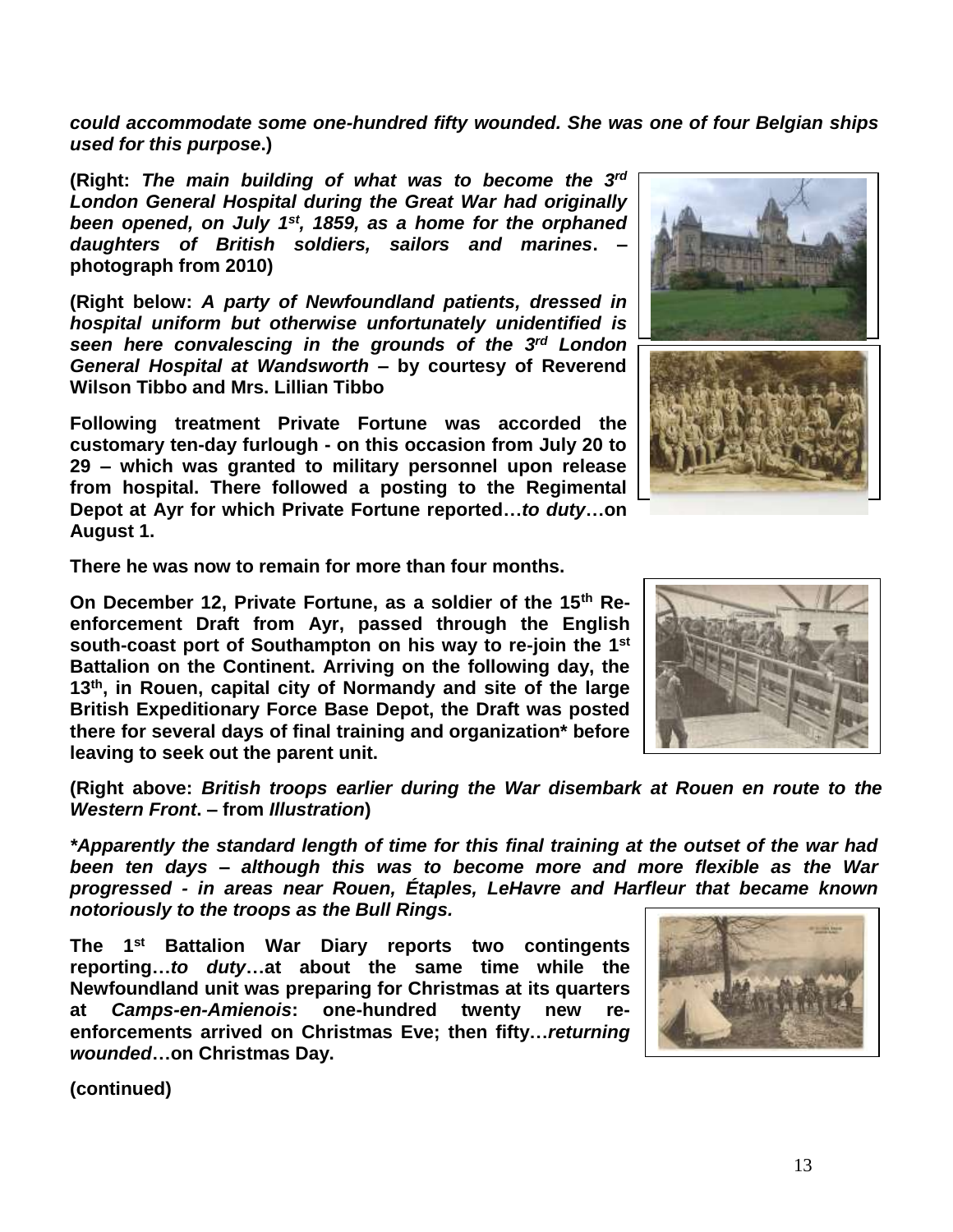***could accommodate some one-hundred fifty wounded. She was one of four Belgian ships used for this purpose*.)**

**(Right: *The main building of what was to become the 3rd London General Hospital during the Great War had originally been opened, on July 1st, 1859, as a home for the orphaned daughters of British soldiers, sailors and marines*. – photograph from 2010)**

**(Right below: *A party of Newfoundland patients, dressed in hospital uniform but otherwise unfortunately unidentified is seen here convalescing in the grounds of the 3rd London General Hospital at Wandsworth* – by courtesy of Reverend Wilson Tibbo and Mrs. Lillian Tibbo**

**Following treatment Private Fortune was accorded the customary ten-day furlough - on this occasion from July 20 to 29 – which was granted to military personnel upon release from hospital. There followed a posting to the Regimental Depot at Ayr for which Private Fortune reported…*to duty*…on August 1.**

**There he was now to remain for more than four months.**

**On December 12, Private Fortune, as a soldier of the 15th Re-enforcement Draft from Ayr, passed through the English south-coast port of Southampton on his way to re-join the 1st Battalion on the Continent. Arriving on the following day, the 13th, in Rouen, capital city of Normandy and site of the large British Expeditionary Force Base Depot, the Draft was posted there for several days of final training and organization* before leaving to seek out the parent unit.**

**(Right above: *British troops earlier during the War disembark at Rouen en route to the Western Front*. – from *Illustration*)**

***\*Apparently the standard length of time for this final training at the outset of the war had been ten days – although this was to become more and more flexible as the War progressed - in areas near Rouen, Étaples, LeHavre and Harfleur that became known notoriously to the troops as the Bull Rings.***

**The 1st Battalion War Diary reports two contingents reporting…*to duty*…at about the same time while the Newfoundland unit was preparing for Christmas at its quarters at *Camps-en-Amienois*: one-hundred twenty new re-enforcements arrived on Christmas Eve; then fifty…*returning wounded*…on Christmas Day.**

**(continued)**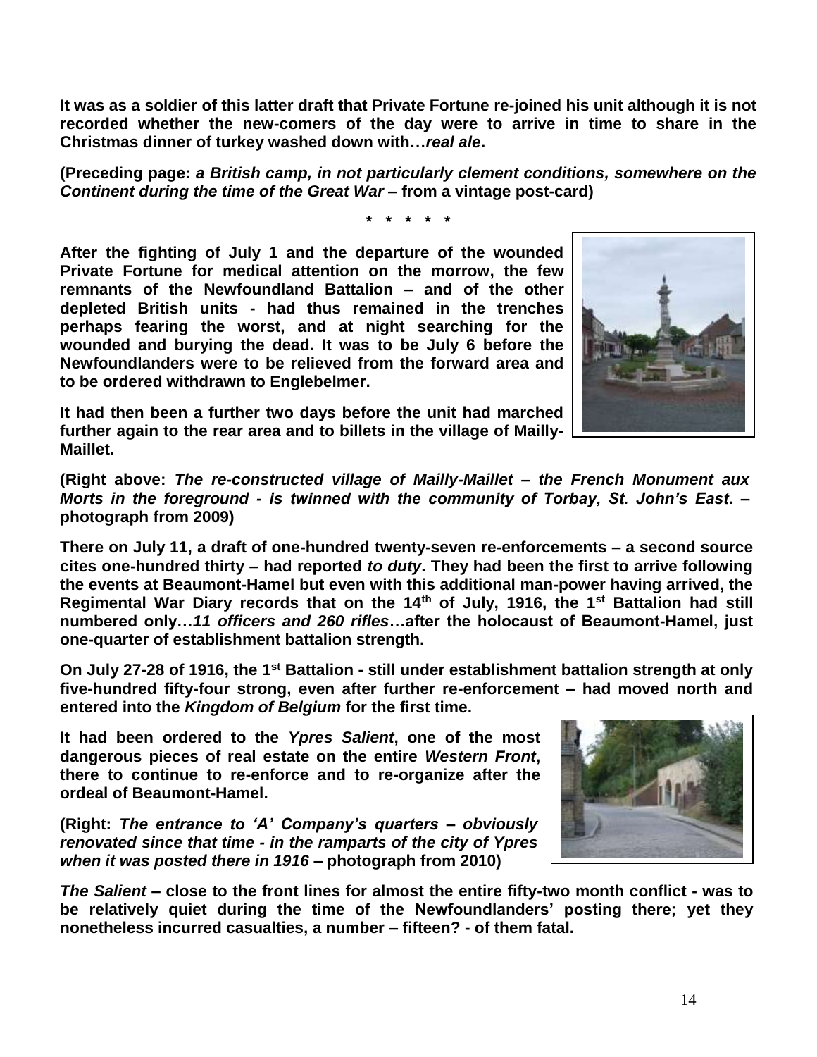**It was as a soldier of this latter draft that Private Fortune re-joined his unit although it is not recorded whether the new-comers of the day were to arrive in time to share in the Christmas dinner of turkey washed down with…*real ale*.**

**(Preceding page: *a British camp, in not particularly clement conditions, somewhere on the Continent during the time of the Great War* – from a vintage post-card)**

**\* \* \* \* \***

**After the fighting of July 1 and the departure of the wounded Private Fortune for medical attention on the morrow, the few remnants of the Newfoundland Battalion – and of the other depleted British units - had thus remained in the trenches perhaps fearing the worst, and at night searching for the wounded and burying the dead. It was to be July 6 before the Newfoundlanders were to be relieved from the forward area and to be ordered withdrawn to Englebelmer.**

**It had then been a further two days before the unit had marched further again to the rear area and to billets in the village of Mailly-Maillet.**

**(Right above: *The re-constructed village of Mailly-Maillet – the French Monument aux Morts in the foreground - is twinned with the community of Torbay, St. John's East*. – photograph from 2009)**

**There on July 11, a draft of one-hundred twenty-seven re-enforcements – a second source cites one-hundred thirty – had reported *to duty*. They had been the first to arrive following the events at Beaumont-Hamel but even with this additional man-power having arrived, the Regimental War Diary records that on the 14th of July, 1916, the 1st Battalion had still numbered only…*11 officers and 260 rifles*…after the holocaust of Beaumont-Hamel, just one-quarter of establishment battalion strength.**

**On July 27-28 of 1916, the 1st Battalion - still under establishment battalion strength at only five-hundred fifty-four strong, even after further re-enforcement – had moved north and entered into the *Kingdom of Belgium* for the first time.**

**It had been ordered to the *Ypres Salient*, one of the most dangerous pieces of real estate on the entire *Western Front*, there to continue to re-enforce and to re-organize after the ordeal of Beaumont-Hamel.**

**(Right: *The entrance to 'A' Company's quarters – obviously renovated since that time - in the ramparts of the city of Ypres when it was posted there in 1916* – photograph from 2010)**

***The Salient* – close to the front lines for almost the entire fifty-two month conflict - was to be relatively quiet during the time of the Newfoundlanders' posting there; yet they nonetheless incurred casualties, a number – fifteen? - of them fatal.**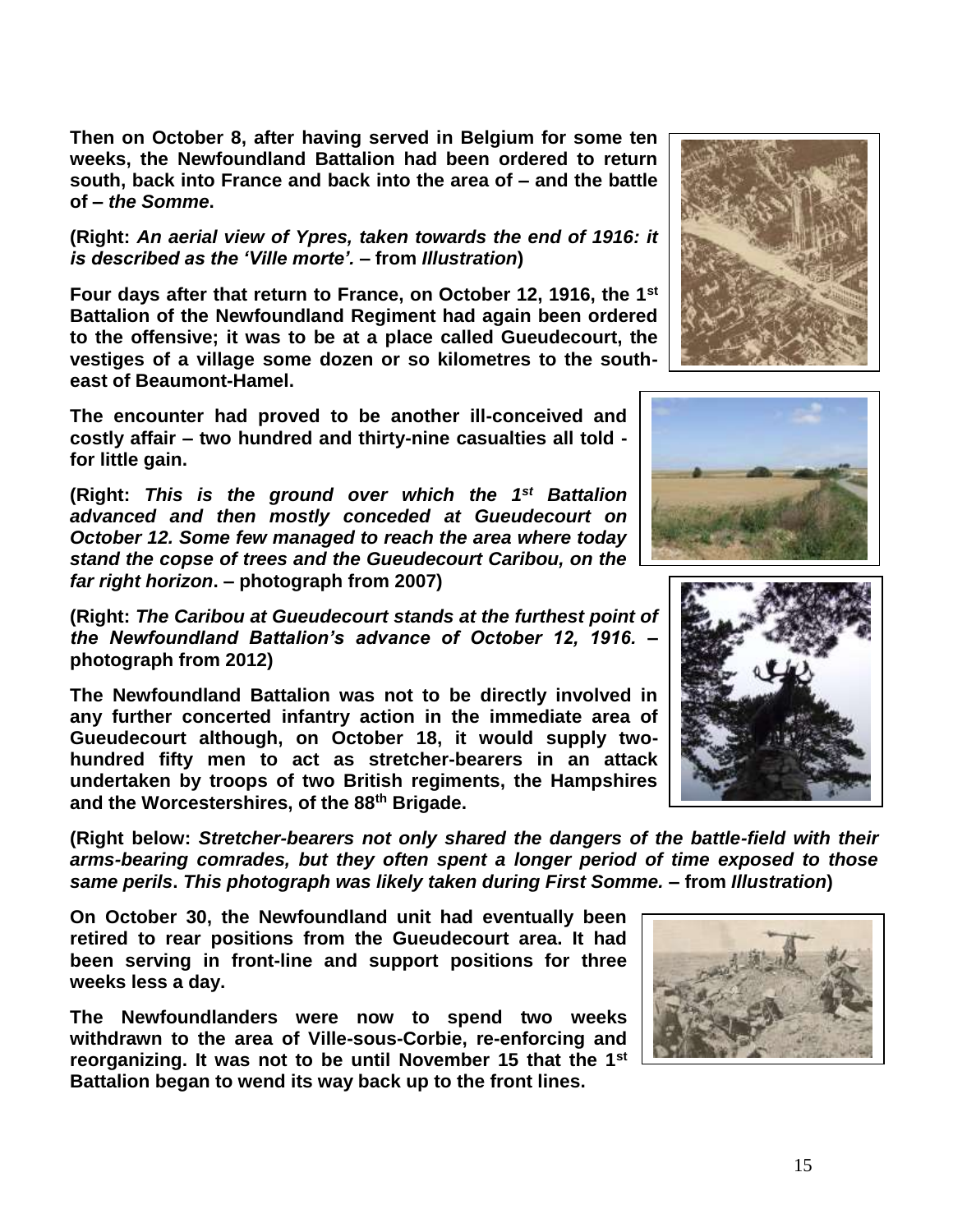**Then on October 8, after having served in Belgium for some ten weeks, the Newfoundland Battalion had been ordered to return south, back into France and back into the area of – and the battle of – *the Somme*.**

**(Right: *An aerial view of Ypres, taken towards the end of 1916: it is described as the 'Ville morte'.* – from *Illustration*)**

**Four days after that return to France, on October 12, 1916, the 1st Battalion of the Newfoundland Regiment had again been ordered to the offensive; it was to be at a place called Gueudecourt, the vestiges of a village some dozen or so kilometres to the south-east of Beaumont-Hamel.**

**The encounter had proved to be another ill-conceived and costly affair – two hundred and thirty-nine casualties all told - for little gain.**

**(Right: *This is the ground over which the 1st Battalion advanced and then mostly conceded at Gueudecourt on October 12. Some few managed to reach the area where today stand the copse of trees and the Gueudecourt Caribou, on the far right horizon*. – photograph from 2007)**

**(Right: *The Caribou at Gueudecourt stands at the furthest point of the Newfoundland Battalion's advance of October 12, 1916.* – photograph from 2012)**

**The Newfoundland Battalion was not to be directly involved in any further concerted infantry action in the immediate area of Gueudecourt although, on October 18, it would supply two-hundred fifty men to act as stretcher-bearers in an attack undertaken by troops of two British regiments, the Hampshires and the Worcestershires, of the 88th Brigade.**

**(Right below: *Stretcher-bearers not only shared the dangers of the battle-field with their arms-bearing comrades, but they often spent a longer period of time exposed to those same perils*. *This photograph was likely taken during First Somme.* – from *Illustration*)**

**On October 30, the Newfoundland unit had eventually been retired to rear positions from the Gueudecourt area. It had been serving in front-line and support positions for three weeks less a day.**

**The Newfoundlanders were now to spend two weeks withdrawn to the area of Ville-sous-Corbie, re-enforcing and reorganizing. It was not to be until November 15 that the 1st Battalion began to wend its way back up to the front lines.**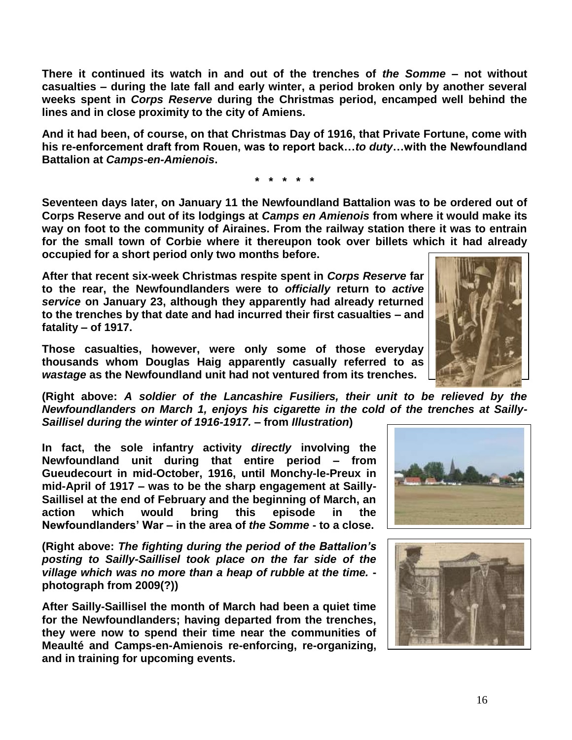**There it continued its watch in and out of the trenches of *the Somme* – not without casualties – during the late fall and early winter, a period broken only by another several weeks spent in *Corps Reserve* during the Christmas period, encamped well behind the lines and in close proximity to the city of Amiens.**

**And it had been, of course, on that Christmas Day of 1916, that Private Fortune, come with his re-enforcement draft from Rouen, was to report back…*to duty*…with the Newfoundland Battalion at *Camps-en-Amienois*.**

**\* \* \* \* \***

**Seventeen days later, on January 11 the Newfoundland Battalion was to be ordered out of Corps Reserve and out of its lodgings at *Camps en Amienois* from where it would make its way on foot to the community of Airaines. From the railway station there it was to entrain for the small town of Corbie where it thereupon took over billets which it had already occupied for a short period only two months before.**

**After that recent six-week Christmas respite spent in *Corps Reserve* far to the rear, the Newfoundlanders were to *officially* return to *active service* on January 23, although they apparently had already returned to the trenches by that date and had incurred their first casualties – and fatality – of 1917.**

**Those casualties, however, were only some of those everyday thousands whom Douglas Haig apparently casually referred to as *wastage* as the Newfoundland unit had not ventured from its trenches.**

**(Right above: *A soldier of the Lancashire Fusiliers, their unit to be relieved by the Newfoundlanders on March 1, enjoys his cigarette in the cold of the trenches at Sailly-Saillisel during the winter of 1916-1917.* – from *Illustration*)**

**In fact, the sole infantry activity *directly* involving the Newfoundland unit during that entire period – from Gueudecourt in mid-October, 1916, until Monchy-le-Preux in mid-April of 1917 – was to be the sharp engagement at Sailly-Saillisel at the end of February and the beginning of March, an action which would bring this episode in the Newfoundlanders' War – in the area of *the Somme* - to a close.**

**(Right above: *The fighting during the period of the Battalion's posting to Sailly-Saillisel took place on the far side of the village which was no more than a heap of rubble at the time.* - photograph from 2009(?))**

**After Sailly-Saillisel the month of March had been a quiet time for the Newfoundlanders; having departed from the trenches, they were now to spend their time near the communities of Meaulté and Camps-en-Amienois re-enforcing, re-organizing, and in training for upcoming events.**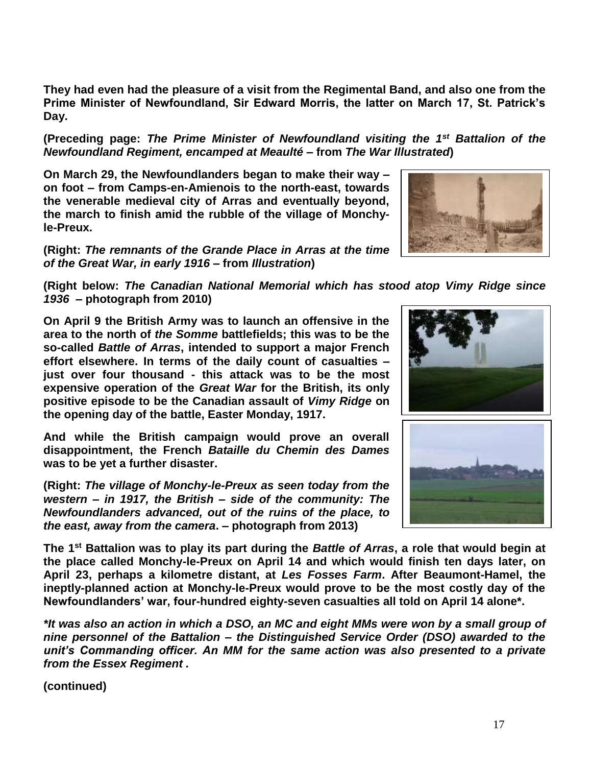**They had even had the pleasure of a visit from the Regimental Band, and also one from the Prime Minister of Newfoundland, Sir Edward Morris, the latter on March 17, St. Patrick's Day.**

**(Preceding page: *The Prime Minister of Newfoundland visiting the 1st Battalion of the Newfoundland Regiment, encamped at Meaulté* – from *The War Illustrated*)**

**On March 29, the Newfoundlanders began to make their way – on foot – from Camps-en-Amienois to the north-east, towards the venerable medieval city of Arras and eventually beyond, the march to finish amid the rubble of the village of Monchy-le-Preux.**

**(Right: *The remnants of the Grande Place in Arras at the time of the Great War, in early 1916* – from *Illustration*)**

**(Right below: *The Canadian National Memorial which has stood atop Vimy Ridge since 1936* – photograph from 2010)**

**On April 9 the British Army was to launch an offensive in the area to the north of *the Somme* battlefields; this was to be the so-called *Battle of Arras*, intended to support a major French effort elsewhere. In terms of the daily count of casualties – just over four thousand - this attack was to be the most expensive operation of the *Great War* for the British, its only positive episode to be the Canadian assault of *Vimy Ridge* on the opening day of the battle, Easter Monday, 1917.**

**And while the British campaign would prove an overall disappointment, the French *Bataille du Chemin des Dames* was to be yet a further disaster.**

**(Right: *The village of Monchy-le-Preux as seen today from the western – in 1917, the British – side of the community: The Newfoundlanders advanced, out of the ruins of the place, to the east, away from the camera*. – photograph from 2013)**

**The 1st Battalion was to play its part during the *Battle of Arras*, a role that would begin at the place called Monchy-le-Preux on April 14 and which would finish ten days later, on April 23, perhaps a kilometre distant, at *Les Fosses Farm*. After Beaumont-Hamel, the ineptly-planned action at Monchy-le-Preux would prove to be the most costly day of the Newfoundlanders' war, four-hundred eighty-seven casualties all told on April 14 alone*.**

***\*It was also an action in which a DSO, an MC and eight MMs were won by a small group of nine personnel of the Battalion – the Distinguished Service Order (DSO) awarded to the unit's Commanding officer. An MM for the same action was also presented to a private from the Essex Regiment .***

**(continued)**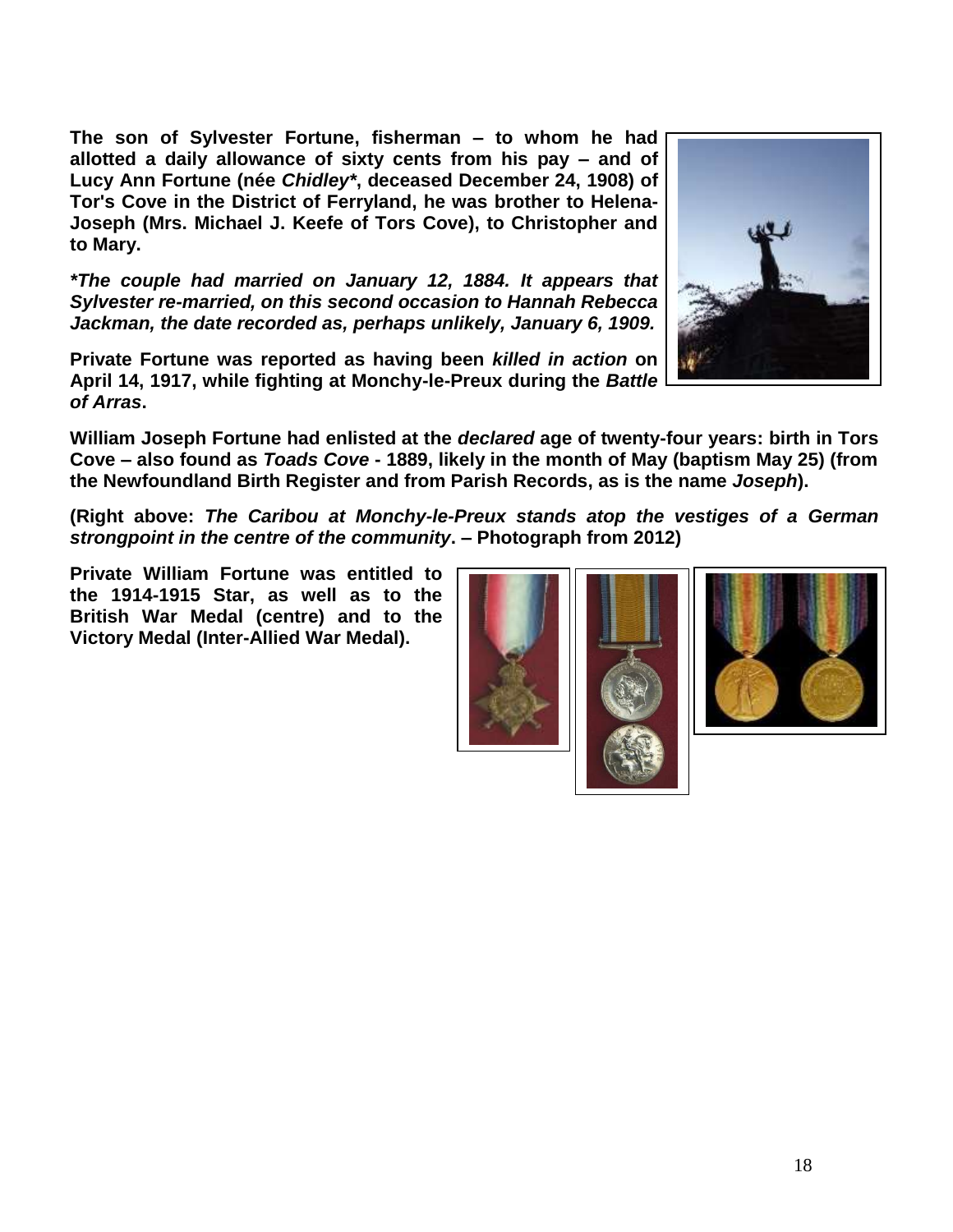**The son of Sylvester Fortune, fisherman – to whom he had allotted a daily allowance of sixty cents from his pay – and of Lucy Ann Fortune (née *Chidley\**, deceased December 24, 1908) of Tor's Cove in the District of Ferryland, he was brother to Helena-Joseph (Mrs. Michael J. Keefe of Tors Cove), to Christopher and to Mary.**

***\*The couple had married on January 12, 1884. It appears that Sylvester re-married, on this second occasion to Hannah Rebecca Jackman, the date recorded as, perhaps unlikely, January 6, 1909.***

**Private Fortune was reported as having been *killed in action* on April 14, 1917, while fighting at Monchy-le-Preux during the *Battle of Arras*.**

**William Joseph Fortune had enlisted at the *declared* age of twenty-four years: birth in Tors Cove – also found as *Toads Cove* - 1889, likely in the month of May (baptism May 25) (from the Newfoundland Birth Register and from Parish Records, as is the name *Joseph*).**

**(Right above: *The Caribou at Monchy-le-Preux stands atop the vestiges of a German strongpoint in the centre of the community*. – Photograph from 2012)**

**Private William Fortune was entitled to the 1914-1915 Star, as well as to the British War Medal (centre) and to the Victory Medal (Inter-Allied War Medal).**